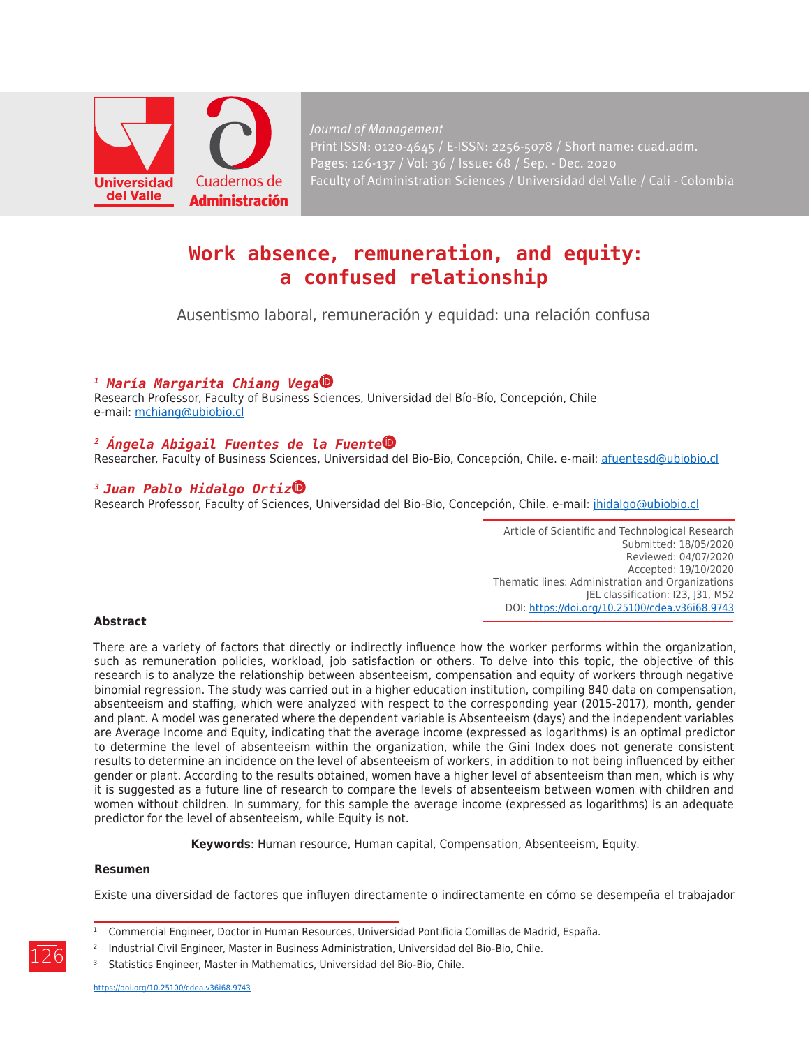# Work absence, remuneration, and equity: a confused relationship

Ausentismo laboral, remuneración y equidad: una relación confusa

[1] ***María Margarita Chiang Vega***
Research Professor, Faculty of Business Sciences, Universidad del Bío-Bío, Concepción, Chile
e-mail: mchiang@ubiobio.cl

[2] ***Ángela Abigail Fuentes de la Fuente***
Researcher, Faculty of Business Sciences, Universidad del Bio-Bio, Concepción, Chile. e-mail: afuentesd@ubiobio.cl

[3] ***Juan Pablo Hidalgo Ortiz***
Research Professor, Faculty of Sciences, Universidad del Bio-Bio, Concepción, Chile. e-mail: jhidalgo@ubiobio.cl

Article of Scientific and Technological Research
Submitted: 18/05/2020
Reviewed: 04/07/2020
Accepted: 19/10/2020
Thematic lines: Administration and Organizations
JEL classification: I23, J31, M52
DOI: https://doi.org/10.25100/cdea.v36i68.9743

**Abstract**

There are a variety of factors that directly or indirectly influence how the worker performs within the organization, such as remuneration policies, workload, job satisfaction or others. To delve into this topic, the objective of this research is to analyze the relationship between absenteeism, compensation and equity of workers through negative binomial regression. The study was carried out in a higher education institution, compiling 840 data on compensation, absenteeism and staffing, which were analyzed with respect to the corresponding year (2015-2017), month, gender and plant. A model was generated where the dependent variable is Absenteeism (days) and the independent variables are Average Income and Equity, indicating that the average income (expressed as logarithms) is an optimal predictor to determine the level of absenteeism within the organization, while the Gini Index does not generate consistent results to determine an incidence on the level of absenteeism of workers, in addition to not being influenced by either gender or plant. According to the results obtained, women have a higher level of absenteeism than men, which is why it is suggested as a future line of research to compare the levels of absenteeism between women with children and women without children. In summary, for this sample the average income (expressed as logarithms) is an adequate predictor for the level of absenteeism, while Equity is not.

**Keywords**: Human resource, Human capital, Compensation, Absenteeism, Equity.

**Resumen**

Existe una diversidad de factores que influyen directamente o indirectamente en cómo se desempeña el trabajador

[1] Commercial Engineer, Doctor in Human Resources, Universidad Pontificia Comillas de Madrid, España.

[2] Industrial Civil Engineer, Master in Business Administration, Universidad del Bio-Bio, Chile.

[3] Statistics Engineer, Master in Mathematics, Universidad del Bío-Bío, Chile.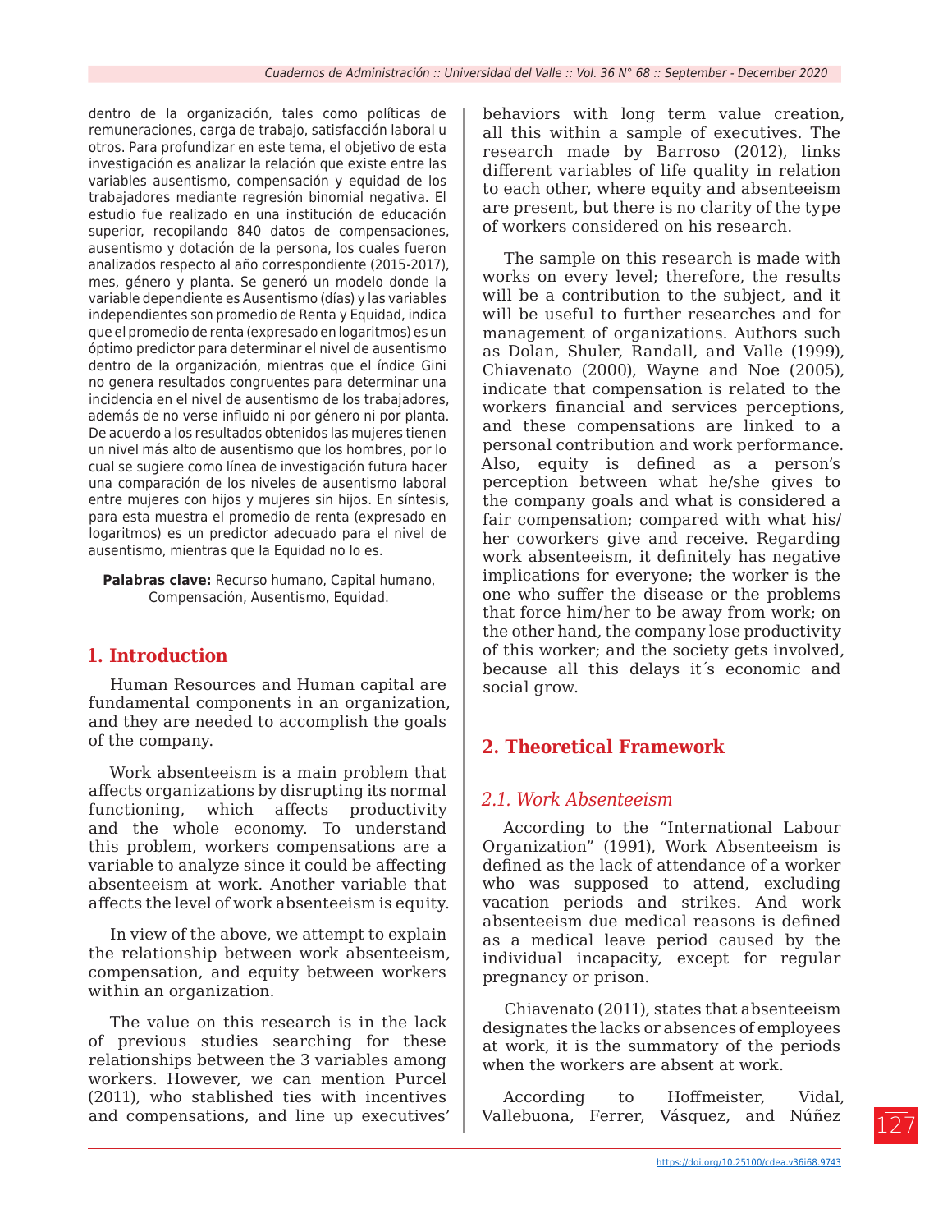dentro de la organización, tales como políticas de remuneraciones, carga de trabajo, satisfacción laboral u otros. Para profundizar en este tema, el objetivo de esta investigación es analizar la relación que existe entre las variables ausentismo, compensación y equidad de los trabajadores mediante regresión binomial negativa. El estudio fue realizado en una institución de educación superior, recopilando 840 datos de compensaciones, ausentismo y dotación de la persona, los cuales fueron analizados respecto al año correspondiente (2015-2017), mes, género y planta. Se generó un modelo donde la variable dependiente es Ausentismo (días) y las variables independientes son promedio de Renta y Equidad, indica que el promedio de renta (expresado en logaritmos) es un óptimo predictor para determinar el nivel de ausentismo dentro de la organización, mientras que el índice Gini no genera resultados congruentes para determinar una incidencia en el nivel de ausentismo de los trabajadores, además de no verse influido ni por género ni por planta. De acuerdo a los resultados obtenidos las mujeres tienen un nivel más alto de ausentismo que los hombres, por lo cual se sugiere como línea de investigación futura hacer una comparación de los niveles de ausentismo laboral entre mujeres con hijos y mujeres sin hijos. En síntesis, para esta muestra el promedio de renta (expresado en logaritmos) es un predictor adecuado para el nivel de ausentismo, mientras que la Equidad no lo es.

**Palabras clave:** Recurso humano, Capital humano, Compensación, Ausentismo, Equidad.

## 1. Introduction

Human Resources and Human capital are fundamental components in an organization, and they are needed to accomplish the goals of the company.

Work absenteeism is a main problem that affects organizations by disrupting its normal functioning, which affects productivity and the whole economy. To understand this problem, workers compensations are a variable to analyze since it could be affecting absenteeism at work. Another variable that affects the level of work absenteeism is equity.

In view of the above, we attempt to explain the relationship between work absenteeism, compensation, and equity between workers within an organization.

The value on this research is in the lack of previous studies searching for these relationships between the 3 variables among workers. However, we can mention Purcel (2011), who stablished ties with incentives and compensations, and line up executives' behaviors with long term value creation, all this within a sample of executives. The research made by Barroso (2012), links different variables of life quality in relation to each other, where equity and absenteeism are present, but there is no clarity of the type of workers considered on his research.

The sample on this research is made with works on every level; therefore, the results will be a contribution to the subject, and it will be useful to further researches and for management of organizations. Authors such as Dolan, Shuler, Randall, and Valle (1999), Chiavenato (2000), Wayne and Noe (2005), indicate that compensation is related to the workers financial and services perceptions, and these compensations are linked to a personal contribution and work performance. Also, equity is defined as a person's perception between what he/she gives to the company goals and what is considered a fair compensation; compared with what his/her coworkers give and receive. Regarding work absenteeism, it definitely has negative implications for everyone; the worker is the one who suffer the disease or the problems that force him/her to be away from work; on the other hand, the company lose productivity of this worker; and the society gets involved, because all this delays it´s economic and social grow.

## 2. Theoretical Framework

### *2.1. Work Absenteeism*

According to the "International Labour Organization" (1991), Work Absenteeism is defined as the lack of attendance of a worker who was supposed to attend, excluding vacation periods and strikes. And work absenteeism due medical reasons is defined as a medical leave period caused by the individual incapacity, except for regular pregnancy or prison.

Chiavenato (2011), states that absenteeism designates the lacks or absences of employees at work, it is the summatory of the periods when the workers are absent at work.

According to Hoffmeister, Vidal, Vallebuona, Ferrer, Vásquez, and Núñez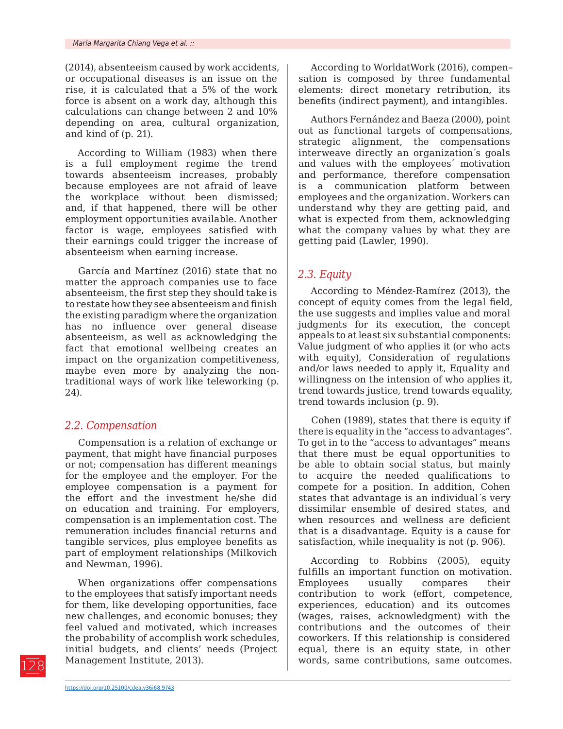(2014), absenteeism caused by work accidents, or occupational diseases is an issue on the rise, it is calculated that a 5% of the work force is absent on a work day, although this calculations can change between 2 and 10% depending on area, cultural organization, and kind of (p. 21).

According to William (1983) when there is a full employment regime the trend towards absenteeism increases, probably because employees are not afraid of leave the workplace without been dismissed; and, if that happened, there will be other employment opportunities available. Another factor is wage, employees satisfied with their earnings could trigger the increase of absenteeism when earning increase.

García and Martínez (2016) state that no matter the approach companies use to face absenteeism, the first step they should take is to restate how they see absenteeism and finish the existing paradigm where the organization has no influence over general disease absenteeism, as well as acknowledging the fact that emotional wellbeing creates an impact on the organization competitiveness, maybe even more by analyzing the non-traditional ways of work like teleworking (p. 24).

## 2.2. Compensation

Compensation is a relation of exchange or payment, that might have financial purposes or not; compensation has different meanings for the employee and the employer. For the employee compensation is a payment for the effort and the investment he/she did on education and training. For employers, compensation is an implementation cost. The remuneration includes financial returns and tangible services, plus employee benefits as part of employment relationships (Milkovich and Newman, 1996).

When organizations offer compensations to the employees that satisfy important needs for them, like developing opportunities, face new challenges, and economic bonuses; they feel valued and motivated, which increases the probability of accomplish work schedules, initial budgets, and clients' needs (Project Management Institute, 2013).

According to WorldatWork (2016), compensation is composed by three fundamental elements: direct monetary retribution, its benefits (indirect payment), and intangibles.

Authors Fernández and Baeza (2000), point out as functional targets of compensations, strategic alignment, the compensations interweave directly an organization´s goals and values with the employees´ motivation and performance, therefore compensation is a communication platform between employees and the organization. Workers can understand why they are getting paid, and what is expected from them, acknowledging what the company values by what they are getting paid (Lawler, 1990).

## 2.3. Equity

According to Méndez-Ramírez (2013), the concept of equity comes from the legal field, the use suggests and implies value and moral judgments for its execution, the concept appeals to at least six substantial components: Value judgment of who applies it (or who acts with equity), Consideration of regulations and/or laws needed to apply it, Equality and willingness on the intension of who applies it, trend towards justice, trend towards equality, trend towards inclusion (p. 9).

Cohen (1989), states that there is equity if there is equality in the "access to advantages". To get in to the "access to advantages" means that there must be equal opportunities to be able to obtain social status, but mainly to acquire the needed qualifications to compete for a position. In addition, Cohen states that advantage is an individual´s very dissimilar ensemble of desired states, and when resources and wellness are deficient that is a disadvantage. Equity is a cause for satisfaction, while inequality is not (p. 906).

According to Robbins (2005), equity fulfills an important function on motivation. Employees usually compares their contribution to work (effort, competence, experiences, education) and its outcomes (wages, raises, acknowledgment) with the contributions and the outcomes of their coworkers. If this relationship is considered equal, there is an equity state, in other words, same contributions, same outcomes.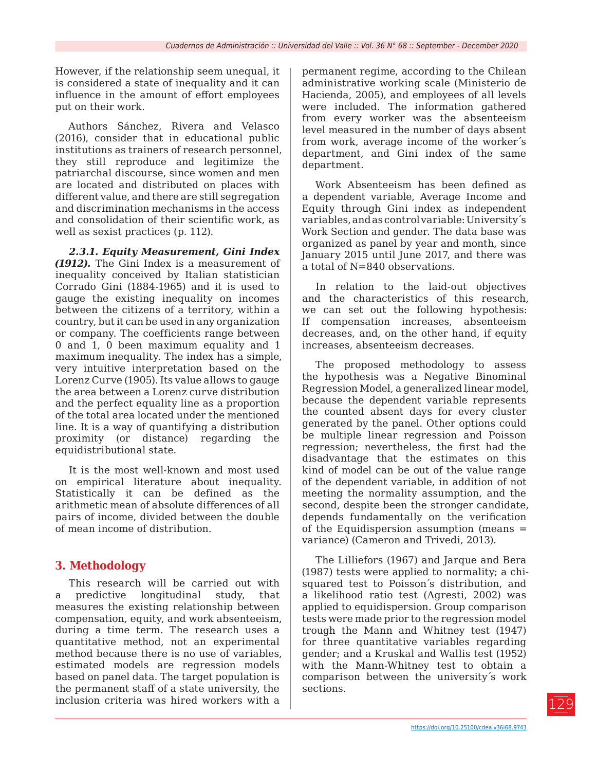However, if the relationship seem unequal, it is considered a state of inequality and it can influence in the amount of effort employees put on their work.

Authors Sánchez, Rivera and Velasco (2016), consider that in educational public institutions as trainers of research personnel, they still reproduce and legitimize the patriarchal discourse, since women and men are located and distributed on places with different value, and there are still segregation and discrimination mechanisms in the access and consolidation of their scientific work, as well as sexist practices (p. 112).

***2.3.1. Equity Measurement, Gini Index (1912).*** The Gini Index is a measurement of inequality conceived by Italian statistician Corrado Gini (1884-1965) and it is used to gauge the existing inequality on incomes between the citizens of a territory, within a country, but it can be used in any organization or company. The coefficients range between 0 and 1, 0 been maximum equality and 1 maximum inequality. The index has a simple, very intuitive interpretation based on the Lorenz Curve (1905). Its value allows to gauge the area between a Lorenz curve distribution and the perfect equality line as a proportion of the total area located under the mentioned line. It is a way of quantifying a distribution proximity (or distance) regarding the equidistributional state.

It is the most well-known and most used on empirical literature about inequality. Statistically it can be defined as the arithmetic mean of absolute differences of all pairs of income, divided between the double of mean income of distribution.

## 3. Methodology

This research will be carried out with a predictive longitudinal study, that measures the existing relationship between compensation, equity, and work absenteeism, during a time term. The research uses a quantitative method, not an experimental method because there is no use of variables, estimated models are regression models based on panel data. The target population is the permanent staff of a state university, the inclusion criteria was hired workers with a permanent regime, according to the Chilean administrative working scale (Ministerio de Hacienda, 2005), and employees of all levels were included. The information gathered from every worker was the absenteeism level measured in the number of days absent from work, average income of the worker´s department, and Gini index of the same department.

Work Absenteeism has been defined as a dependent variable, Average Income and Equity through Gini index as independent variables, and as control variable: University´s Work Section and gender. The data base was organized as panel by year and month, since January 2015 until June 2017, and there was a total of N=840 observations.

In relation to the laid-out objectives and the characteristics of this research, we can set out the following hypothesis: If compensation increases, absenteeism decreases, and, on the other hand, if equity increases, absenteeism decreases.

The proposed methodology to assess the hypothesis was a Negative Binominal Regression Model, a generalized linear model, because the dependent variable represents the counted absent days for every cluster generated by the panel. Other options could be multiple linear regression and Poisson regression; nevertheless, the first had the disadvantage that the estimates on this kind of model can be out of the value range of the dependent variable, in addition of not meeting the normality assumption, and the second, despite been the stronger candidate, depends fundamentally on the verification of the Equidispersion assumption (means = variance) (Cameron and Trivedi, 2013).

The Lilliefors (1967) and Jarque and Bera (1987) tests were applied to normality; a chi-squared test to Poisson´s distribution, and a likelihood ratio test (Agresti, 2002) was applied to equidispersion. Group comparison tests were made prior to the regression model trough the Mann and Whitney test (1947) for three quantitative variables regarding gender; and a Kruskal and Wallis test (1952) with the Mann-Whitney test to obtain a comparison between the university´s work sections.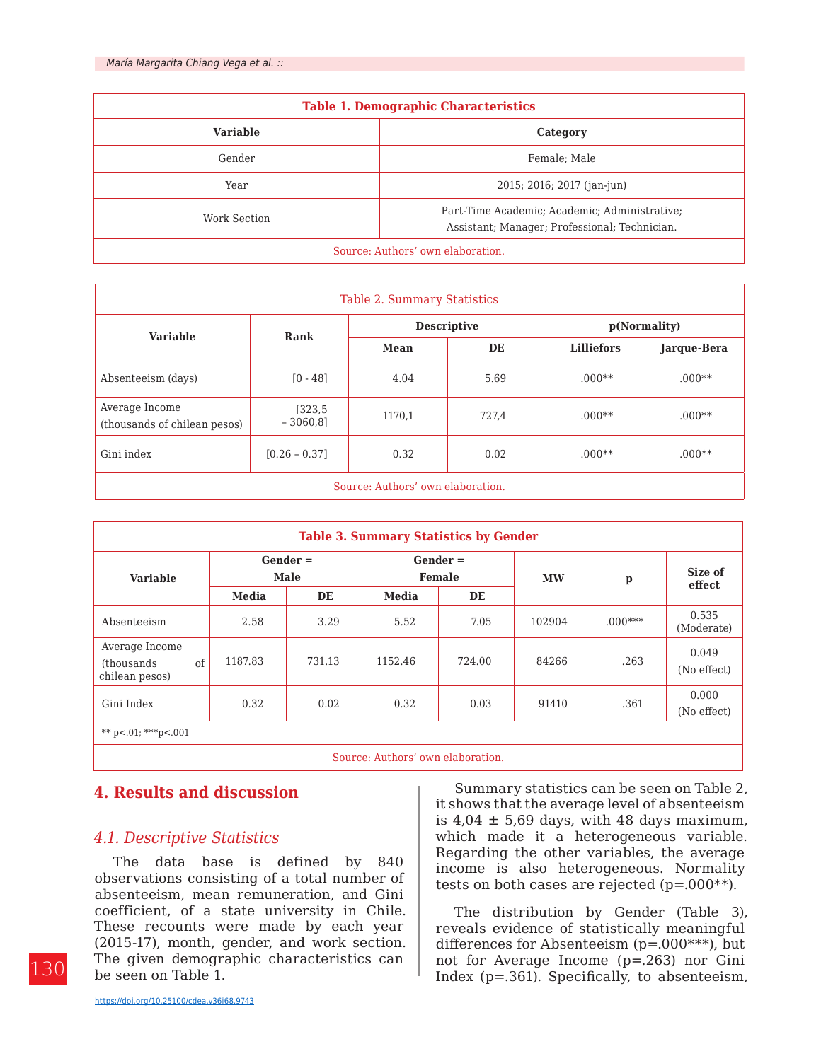| Table 1. Demographic Characteristics | |
|---|---|
| **Variable** | **Category** |
| Gender | Female; Male |
| Year | 2015; 2016; 2017 (jan-jun) |
| Work Section | Part-Time Academic; Academic; Administrative; Assistant; Manager; Professional; Technician. |

Source: Authors' own elaboration.

Table 2. Summary Statistics

| Variable | Rank | Descriptive | | p(Normality) | |
|---|---|---|---|---|---|
| | | Mean | DE | Lilliefors | Jarque-Bera |
| Absenteeism (days) | [0 - 48] | 4.04 | 5.69 | .000** | .000** |
| Average Income (thousands of chilean pesos) | [323,5 – 3060,8] | 1170,1 | 727,4 | .000** | .000** |
| Gini index | [0.26 – 0.37] | 0.32 | 0.02 | .000** | .000** |

Source: Authors' own elaboration.

**Table 3. Summary Statistics by Gender**

| Variable | Gender = Male | | Gender = Female | | MW | p | Size of effect |
|---|---|---|---|---|---|---|---|
| | Media | DE | Media | DE | | | |
| Absenteeism | 2.58 | 3.29 | 5.52 | 7.05 | 102904 | .000*** | 0.535 (Moderate) |
| Average Income (thousands of chilean pesos) | 1187.83 | 731.13 | 1152.46 | 724.00 | 84266 | .263 | 0.049 (No effect) |
| Gini Index | 0.32 | 0.02 | 0.32 | 0.03 | 91410 | .361 | 0.000 (No effect) |

** p<.01; ***p<.001

Source: Authors' own elaboration.

## 4. Results and discussion

### *4.1. Descriptive Statistics*

The data base is defined by 840 observations consisting of a total number of absenteeism, mean remuneration, and Gini coefficient, of a state university in Chile. These recounts were made by each year (2015-17), month, gender, and work section. The given demographic characteristics can be seen on Table 1.

Summary statistics can be seen on Table 2, it shows that the average level of absenteeism is 4,04 ± 5,69 days, with 48 days maximum, which made it a heterogeneous variable. Regarding the other variables, the average income is also heterogeneous. Normality tests on both cases are rejected (p=.000**).

The distribution by Gender (Table 3), reveals evidence of statistically meaningful differences for Absenteeism (p=.000***), but not for Average Income (p=.263) nor Gini Index (p=.361). Specifically, to absenteeism,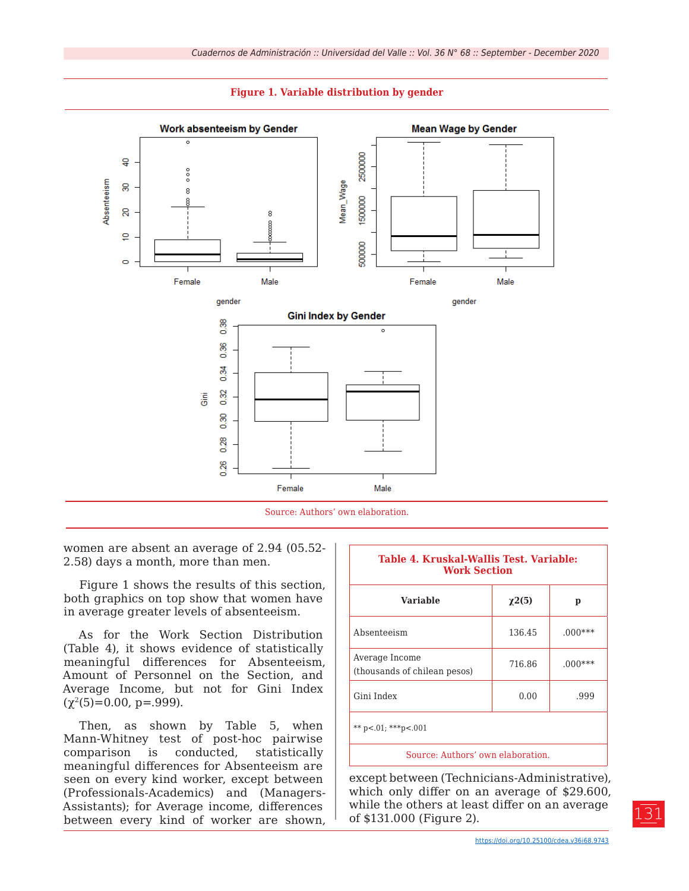**Figure 1. Variable distribution by gender**

Work absenteeism by Gender

Absenteeism

0 10 20 30 40

Female Male

gender

Mean Wage by Gender

Mean_Wage

500000 1500000 2500000

Female Male

gender

Gini Index by Gender

Gini

0.26 0.28 0.30 0.32 0.34 0.36 0.38

Female Male

Source: Authors' own elaboration.

women are absent an average of 2.94 (05.52-2.58) days a month, more than men.

Figure 1 shows the results of this section, both graphics on top show that women have in average greater levels of absenteeism.

As for the Work Section Distribution (Table 4), it shows evidence of statistically meaningful differences for Absenteeism, Amount of Personnel on the Section, and Average Income, but not for Gini Index ($\chi^2(5)$=0.00, p=.999).

Then, as shown by Table 5, when Mann-Whitney test of post-hoc pairwise comparison is conducted, statistically meaningful differences for Absenteeism are seen on every kind worker, except between (Professionals-Academics) and (Managers-Assistants); for Average income, differences between every kind of worker are shown, except between (Technicians-Administrative), which only differ on an average of $29.600, while the others at least differ on an average of $131.000 (Figure 2).

**Table 4. Kruskal-Wallis Test. Variable: Work Section**

| Variable | χ2(5) | p |
|---|---|---|
| Absenteeism | 136.45 | .000*** |
| Average Income (thousands of chilean pesos) | 716.86 | .000*** |
| Gini Index | 0.00 | .999 |

** p<.01; ***p<.001

Source: Authors' own elaboration.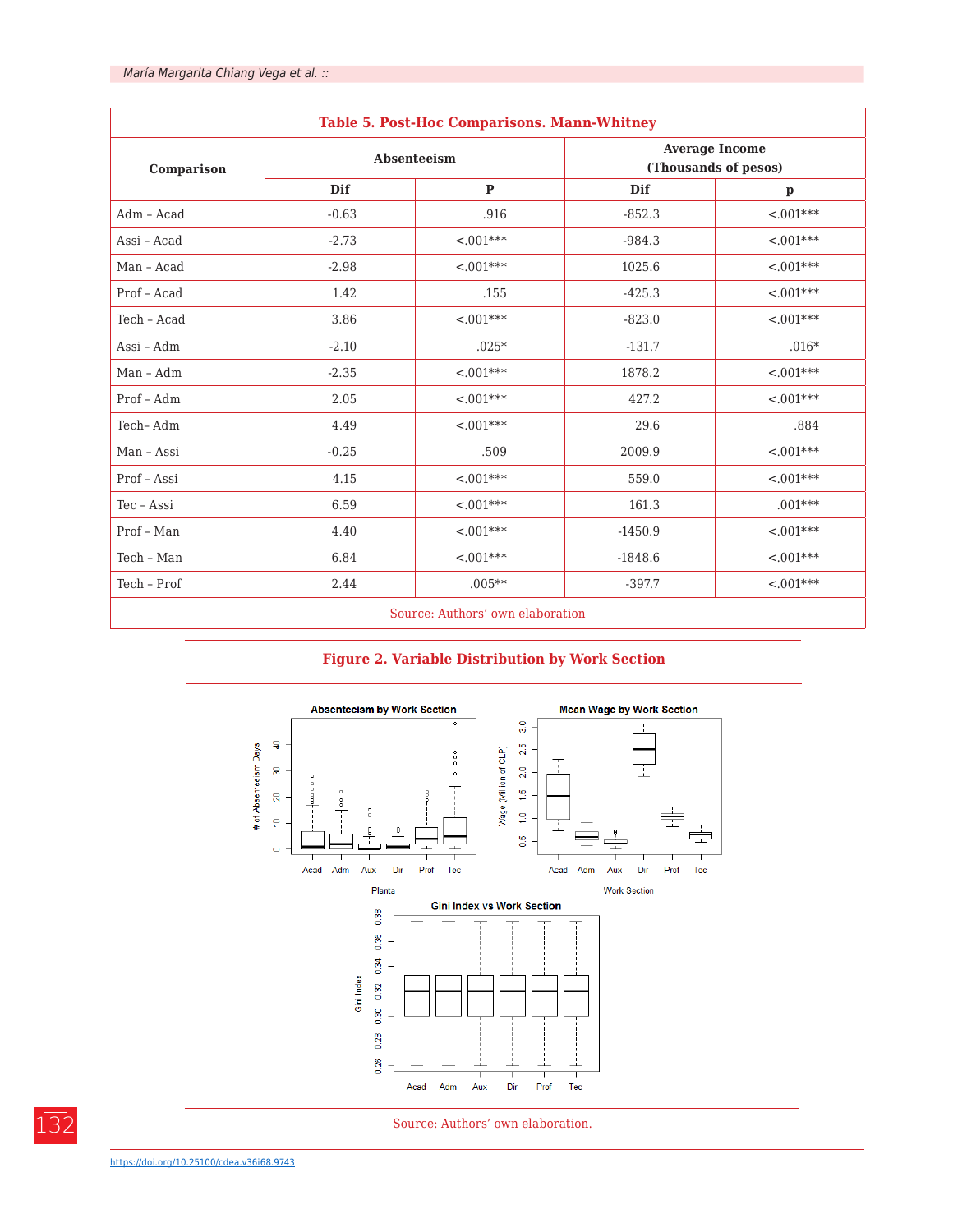**Table 5. Post-Hoc Comparisons. Mann-Whitney**

| Comparison | Absenteeism | | Average Income (Thousands of pesos) | |
|---|---|---|---|---|
| | Dif | P | Dif | p |
| Adm – Acad | -0.63 | .916 | -852.3 | <.001*** |
| Assi – Acad | -2.73 | <.001*** | -984.3 | <.001*** |
| Man – Acad | -2.98 | <.001*** | 1025.6 | <.001*** |
| Prof – Acad | 1.42 | .155 | -425.3 | <.001*** |
| Tech – Acad | 3.86 | <.001*** | -823.0 | <.001*** |
| Assi – Adm | -2.10 | .025* | -131.7 | .016* |
| Man – Adm | -2.35 | <.001*** | 1878.2 | <.001*** |
| Prof – Adm | 2.05 | <.001*** | 427.2 | <.001*** |
| Tech– Adm | 4.49 | <.001*** | 29.6 | .884 |
| Man – Assi | -0.25 | .509 | 2009.9 | <.001*** |
| Prof – Assi | 4.15 | <.001*** | 559.0 | <.001*** |
| Tec – Assi | 6.59 | <.001*** | 161.3 | .001*** |
| Prof – Man | 4.40 | <.001*** | -1450.9 | <.001*** |
| Tech – Man | 6.84 | <.001*** | -1848.6 | <.001*** |
| Tech – Prof | 2.44 | .005** | -397.7 | <.001*** |

Source: Authors' own elaboration

**Figure 2. Variable Distribution by Work Section**

Source: Authors' own elaboration.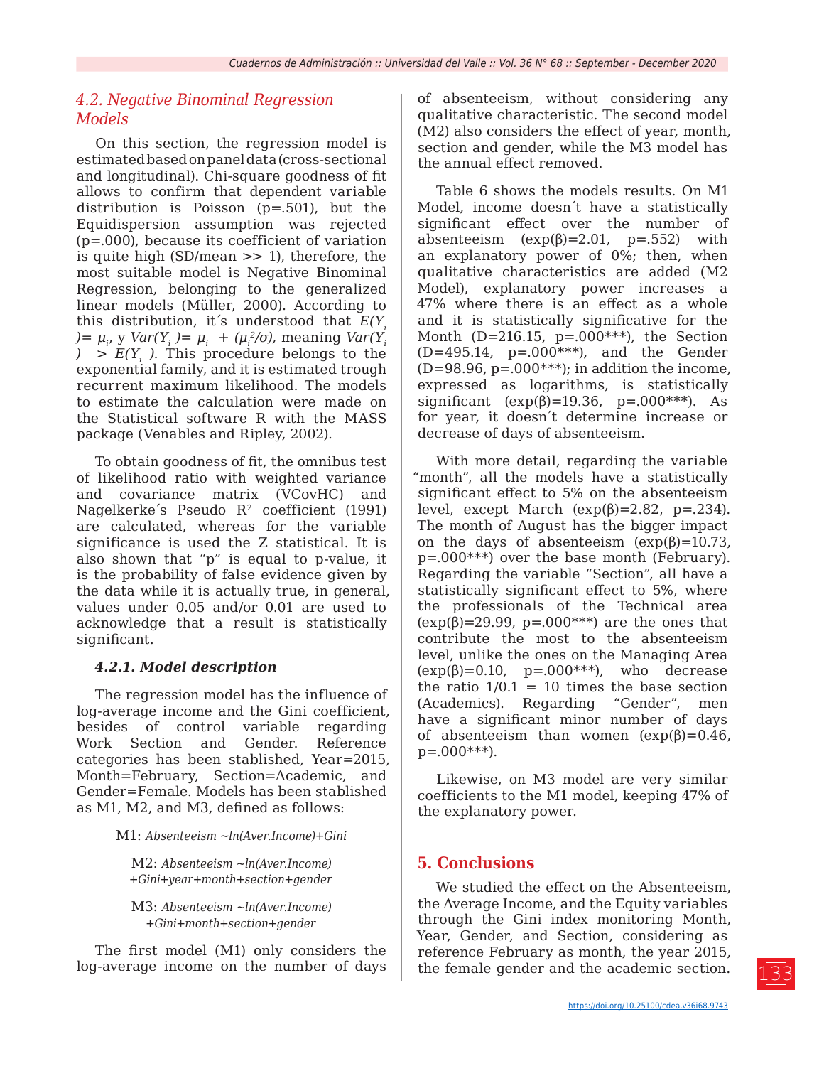## 4.2. Negative Binominal Regression Models

On this section, the regression model is estimated based on panel data (cross-sectional and longitudinal). Chi-square goodness of fit allows to confirm that dependent variable distribution is Poisson (p=.501), but the Equidispersion assumption was rejected (p=.000), because its coefficient of variation is quite high (SD/mean >> 1), therefore, the most suitable model is Negative Binominal Regression, belonging to the generalized linear models (Müller, 2000). According to this distribution, it´s understood that $E(Y_i) = \mu_i$, y $Var(Y_i) = \mu_i + (\mu_i^2/\sigma)$, meaning $Var(Y_i) > E(Y_i)$. This procedure belongs to the exponential family, and it is estimated trough recurrent maximum likelihood. The models to estimate the calculation were made on the Statistical software R with the MASS package (Venables and Ripley, 2002).

To obtain goodness of fit, the omnibus test of likelihood ratio with weighted variance and covariance matrix (VCovHC) and Nagelkerke´s Pseudo $R^2$ coefficient (1991) are calculated, whereas for the variable significance is used the Z statistical. It is also shown that "p" is equal to p-value, it is the probability of false evidence given by the data while it is actually true, in general, values under 0.05 and/or 0.01 are used to acknowledge that a result is statistically significant.

### 4.2.1. Model description

The regression model has the influence of log-average income and the Gini coefficient, besides of control variable regarding Work Section and Gender. Reference categories has been stablished, Year=2015, Month=February, Section=Academic, and Gender=Female. Models has been stablished as M1, M2, and M3, defined as follows:

M1: *Absenteeism ~ln(Aver.Income)+Gini*

M2: *Absenteeism ~ln(Aver.Income) +Gini+year+month+section+gender*

M3: *Absenteeism ~ln(Aver.Income) +Gini+month+section+gender*

The first model (M1) only considers the log-average income on the number of days of absenteeism, without considering any qualitative characteristic. The second model (M2) also considers the effect of year, month, section and gender, while the M3 model has the annual effect removed.

Table 6 shows the models results. On M1 Model, income doesn´t have a statistically significant effect over the number of absenteeism (exp(β)=2.01, p=.552) with an explanatory power of 0%; then, when qualitative characteristics are added (M2 Model), explanatory power increases a 47% where there is an effect as a whole and it is statistically significative for the Month (D=216.15, p=.000***), the Section (D=495.14, p=.000***), and the Gender (D=98.96, p=.000***); in addition the income, expressed as logarithms, is statistically significant (exp(β)=19.36, p=.000***). As for year, it doesn´t determine increase or decrease of days of absenteeism.

With more detail, regarding the variable "month", all the models have a statistically significant effect to 5% on the absenteeism level, except March (exp(β)=2.82, p=.234). The month of August has the bigger impact on the days of absenteeism (exp(β)=10.73, p=.000***) over the base month (February). Regarding the variable "Section", all have a statistically significant effect to 5%, where the professionals of the Technical area (exp(β)=29.99, p=.000***) are the ones that contribute the most to the absenteeism level, unlike the ones on the Managing Area (exp(β)=0.10, p=.000***), who decrease the ratio 1/0.1 = 10 times the base section (Academics). Regarding "Gender", men have a significant minor number of days of absenteeism than women (exp(β)=0.46, p=.000***).

Likewise, on M3 model are very similar coefficients to the M1 model, keeping 47% of the explanatory power.

# 5. Conclusions

We studied the effect on the Absenteeism, the Average Income, and the Equity variables through the Gini index monitoring Month, Year, Gender, and Section, considering as reference February as month, the year 2015, the female gender and the academic section.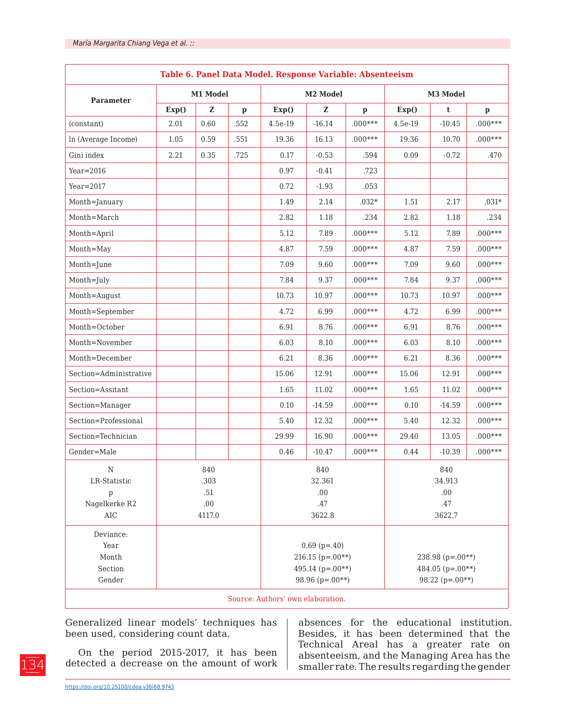**Table 6. Panel Data Model. Response Variable: Absenteeism**

| Parameter | M1 Model | | | M2 Model | | | M3 Model | | |
|---|---|---|---|---|---|---|---|---|---|
| | Exp() | Z | p | Exp() | Z | p | Exp() | t | p |
| (constant) | 2.01 | 0.60 | .552 | 4.5e-19 | -16.14 | .000*** | 4.5e-19 | -10.45 | .000*** |
| ln (Average Income) | 1.05 | 0.59 | .551 | 19.36 | 16.13 | .000*** | 19.36 | 10.70 | .000*** |
| Gini index | 2.21 | 0.35 | .725 | 0.17 | -0.53 | .594 | 0.09 | -0.72 | .470 |
| Year=2016 | | | | 0.97 | -0.41 | .723 | | | |
| Year=2017 | | | | 0.72 | -1.93 | .053 | | | |
| Month=January | | | | 1.49 | 2.14 | .032* | 1.51 | 2.17 | .031* |
| Month=March | | | | 2.82 | 1.18 | .234 | 2.82 | 1.18 | .234 |
| Month=April | | | | 5.12 | 7.89 | .000*** | 5.12 | 7.89 | .000*** |
| Month=May | | | | 4.87 | 7.59 | .000*** | 4.87 | 7.59 | .000*** |
| Month=June | | | | 7.09 | 9.60 | .000*** | 7.09 | 9.60 | .000*** |
| Month=July | | | | 7.84 | 9.37 | .000*** | 7.84 | 9.37 | .000*** |
| Month=August | | | | 10.73 | 10.97 | .000*** | 10.73 | 10.97 | .000*** |
| Month=September | | | | 4.72 | 6.99 | .000*** | 4.72 | 6.99 | .000*** |
| Month=October | | | | 6.91 | 8.76 | .000*** | 6.91 | 8.76 | .000*** |
| Month=November | | | | 6.03 | 8.10 | .000*** | 6.03 | 8.10 | .000*** |
| Month=December | | | | 6.21 | 8.36 | .000*** | 6.21 | 8.36 | .000*** |
| Section=Administrative | | | | 15.06 | 12.91 | .000*** | 15.06 | 12.91 | .000*** |
| Section=Assitant | | | | 1.65 | 11.02 | .000*** | 1.65 | 11.02 | .000*** |
| Section=Manager | | | | 0.10 | -14.59 | .000*** | 0.10 | -14.59 | .000*** |
| Section=Professional | | | | 5.40 | 12.32 | .000*** | 5.40 | 12.32 | .000*** |
| Section=Technician | | | | 29.99 | 16.90 | .000*** | 29.40 | 13.05 | .000*** |
| Gender=Male | | | | 0.46 | -10.47 | .000*** | 0.44 | -10.39 | .000*** |
| N | 840 | | | 840 | | | 840 | | |
| LR-Statistic | .303 | | | 32.361 | | | 34.913 | | |
| p | .51 | | | .00 | | | .00 | | |
| Nagelkerke R2 | .00 | | | .47 | | | .47 | | |
| AIC | 4117.0 | | | 3622.8 | | | 3622.7 | | |
| Deviance: | | | | | | | | | |
| Year | | | | 0.69 (p=.40) | | | | | |
| Month | | | | 216.15 (p=.00**) | | | 238.98 (p=.00**) | | |
| Section | | | | 495.14 (p=.00**) | | | 484.05 (p=.00**) | | |
| Gender | | | | 98.96 (p=.00**) | | | 98.22 (p=.00**) | | |

Source: Authors' own elaboration.

Generalized linear models' techniques has been used, considering count data.

On the period 2015-2017, it has been detected a decrease on the amount of work absences for the educational institution. Besides, it has been determined that the Technical Areal has a greater rate on absenteeism, and the Managing Area has the smaller rate. The results regarding the gender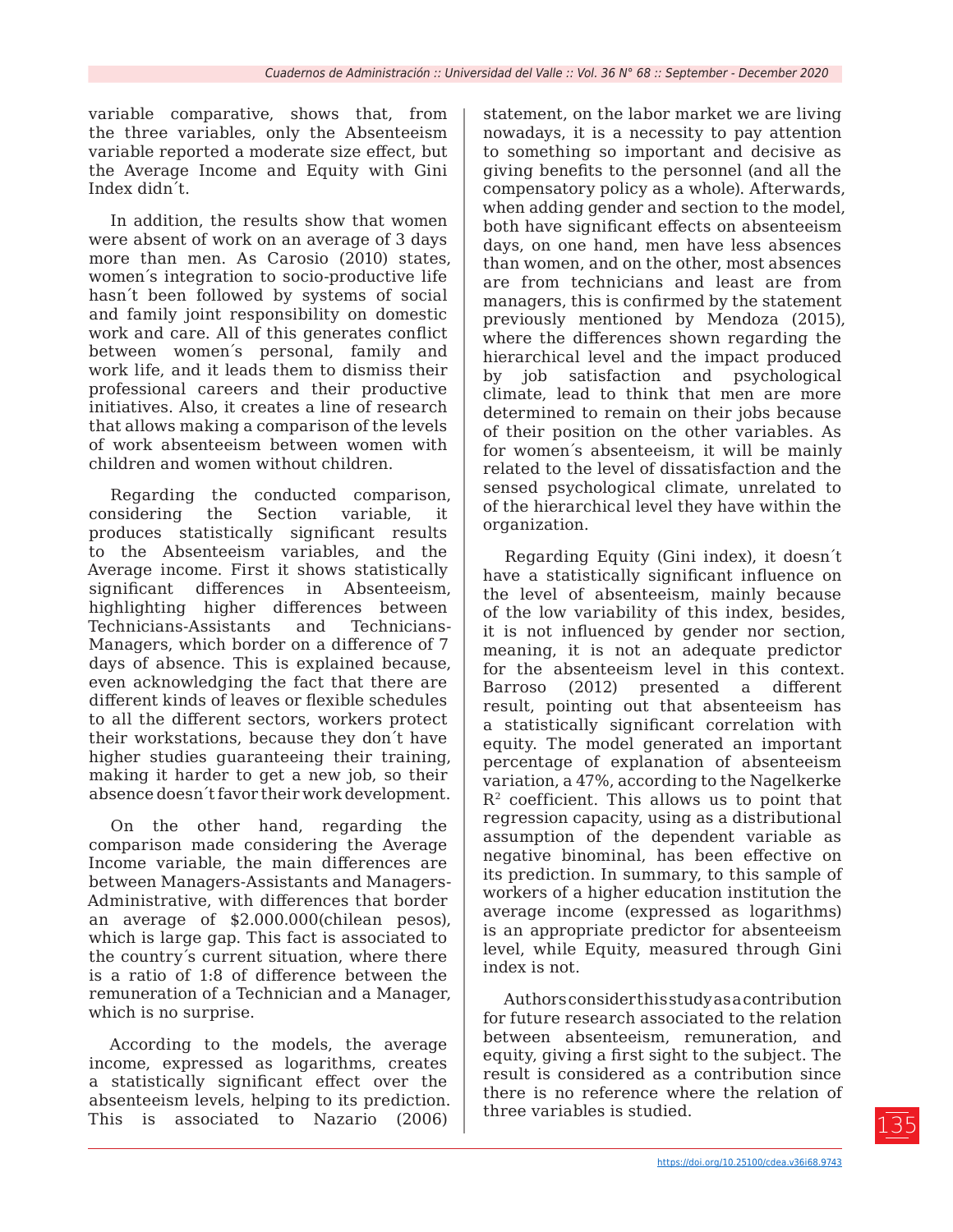variable comparative, shows that, from the three variables, only the Absenteeism variable reported a moderate size effect, but the Average Income and Equity with Gini Index didn´t.

In addition, the results show that women were absent of work on an average of 3 days more than men. As Carosio (2010) states, women´s integration to socio-productive life hasn´t been followed by systems of social and family joint responsibility on domestic work and care. All of this generates conflict between women´s personal, family and work life, and it leads them to dismiss their professional careers and their productive initiatives. Also, it creates a line of research that allows making a comparison of the levels of work absenteeism between women with children and women without children.

Regarding the conducted comparison, considering the Section variable, it produces statistically significant results to the Absenteeism variables, and the Average income. First it shows statistically significant differences in Absenteeism, highlighting higher differences between Technicians-Assistants and Technicians-Managers, which border on a difference of 7 days of absence. This is explained because, even acknowledging the fact that there are different kinds of leaves or flexible schedules to all the different sectors, workers protect their workstations, because they don´t have higher studies guaranteeing their training, making it harder to get a new job, so their absence doesn´t favor their work development.

On the other hand, regarding the comparison made considering the Average Income variable, the main differences are between Managers-Assistants and Managers-Administrative, with differences that border an average of $2.000.000(chilean pesos), which is large gap. This fact is associated to the country´s current situation, where there is a ratio of 1:8 of difference between the remuneration of a Technician and a Manager, which is no surprise.

According to the models, the average income, expressed as logarithms, creates a statistically significant effect over the absenteeism levels, helping to its prediction. This is associated to Nazario (2006) statement, on the labor market we are living nowadays, it is a necessity to pay attention to something so important and decisive as giving benefits to the personnel (and all the compensatory policy as a whole). Afterwards, when adding gender and section to the model, both have significant effects on absenteeism days, on one hand, men have less absences than women, and on the other, most absences are from technicians and least are from managers, this is confirmed by the statement previously mentioned by Mendoza (2015), where the differences shown regarding the hierarchical level and the impact produced by job satisfaction and psychological climate, lead to think that men are more determined to remain on their jobs because of their position on the other variables. As for women´s absenteeism, it will be mainly related to the level of dissatisfaction and the sensed psychological climate, unrelated to of the hierarchical level they have within the organization.

Regarding Equity (Gini index), it doesn´t have a statistically significant influence on the level of absenteeism, mainly because of the low variability of this index, besides, it is not influenced by gender nor section, meaning, it is not an adequate predictor for the absenteeism level in this context. Barroso (2012) presented a different result, pointing out that absenteeism has a statistically significant correlation with equity. The model generated an important percentage of explanation of absenteeism variation, a 47%, according to the Nagelkerke $R^2$ coefficient. This allows us to point that regression capacity, using as a distributional assumption of the dependent variable as negative binominal, has been effective on its prediction. In summary, to this sample of workers of a higher education institution the average income (expressed as logarithms) is an appropriate predictor for absenteeism level, while Equity, measured through Gini index is not.

Authors consider this study as a contribution for future research associated to the relation between absenteeism, remuneration, and equity, giving a first sight to the subject. The result is considered as a contribution since there is no reference where the relation of three variables is studied.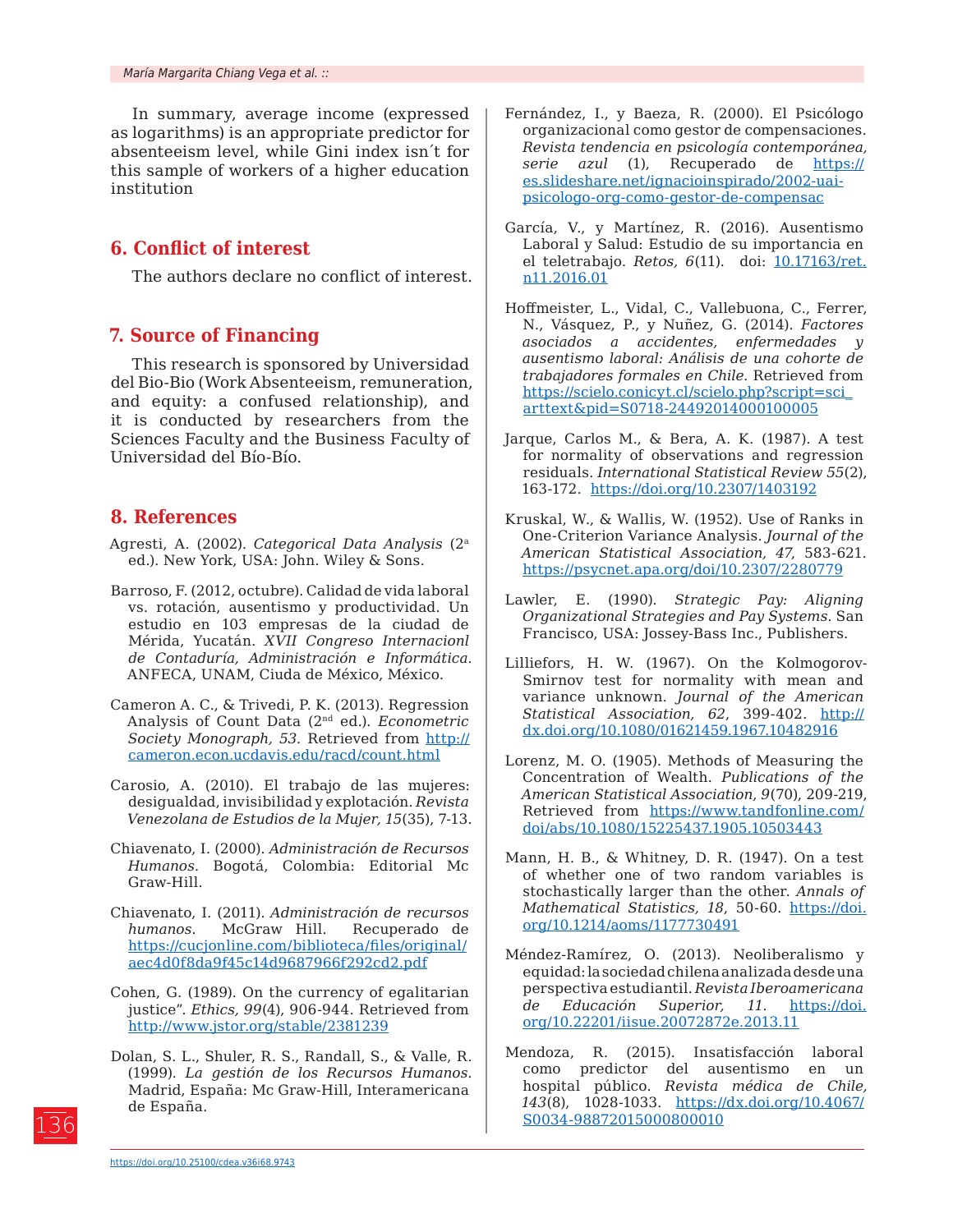In summary, average income (expressed as logarithms) is an appropriate predictor for absenteeism level, while Gini index isn´t for this sample of workers of a higher education institution

## 6. Conflict of interest

The authors declare no conflict of interest.

## 7. Source of Financing

This research is sponsored by Universidad del Bio-Bio (Work Absenteeism, remuneration, and equity: a confused relationship), and it is conducted by researchers from the Sciences Faculty and the Business Faculty of Universidad del Bío-Bío.

## 8. References

Agresti, A. (2002). *Categorical Data Analysis* (2ª ed.). New York, USA: John. Wiley & Sons.

Barroso, F. (2012, octubre). Calidad de vida laboral vs. rotación, ausentismo y productividad. Un estudio en 103 empresas de la ciudad de Mérida, Yucatán. *XVII Congreso Internacionl de Contaduría, Administración e Informática*. ANFECA, UNAM, Ciuda de México, México.

Cameron A. C., & Trivedi, P. K. (2013). Regression Analysis of Count Data (2nd ed.). *Econometric Society Monograph, 53*. Retrieved from http://cameron.econ.ucdavis.edu/racd/count.html

Carosio, A. (2010). El trabajo de las mujeres: desigualdad, invisibilidad y explotación. *Revista Venezolana de Estudios de la Mujer, 15*(35), 7-13.

Chiavenato, I. (2000). *Administración de Recursos Humanos*. Bogotá, Colombia: Editorial Mc Graw-Hill.

Chiavenato, I. (2011). *Administración de recursos humanos*. McGraw Hill. Recuperado de https://cucjonline.com/biblioteca/files/original/aec4d0f8da9f45c14d9687966f292cd2.pdf

Cohen, G. (1989). On the currency of egalitarian justice". *Ethics, 99*(4), 906-944. Retrieved from http://www.jstor.org/stable/2381239

Dolan, S. L., Shuler, R. S., Randall, S., & Valle, R. (1999). *La gestión de los Recursos Humanos*. Madrid, España: Mc Graw-Hill, Interamericana de España.

Fernández, I., y Baeza, R. (2000). El Psicólogo organizacional como gestor de compensaciones. *Revista tendencia en psicología contemporánea, serie azul* (1), Recuperado de https://es.slideshare.net/ignacioinspirado/2002-uai-psicologo-org-como-gestor-de-compensac

García, V., y Martínez, R. (2016). Ausentismo Laboral y Salud: Estudio de su importancia en el teletrabajo. *Retos, 6*(11). doi: 10.17163/ret.n11.2016.01

Hoffmeister, L., Vidal, C., Vallebuona, C., Ferrer, N., Vásquez, P., y Nuñez, G. (2014). *Factores asociados a accidentes, enfermedades y ausentismo laboral: Análisis de una cohorte de trabajadores formales en Chile.* Retrieved from https://scielo.conicyt.cl/scielo.php?script=sci_arttext&pid=S0718-24492014000100005

Jarque, Carlos M., & Bera, A. K. (1987). A test for normality of observations and regression residuals. *International Statistical Review 55*(2), 163-172. https://doi.org/10.2307/1403192

Kruskal, W., & Wallis, W. (1952). Use of Ranks in One-Criterion Variance Analysis. *Journal of the American Statistical Association, 47,* 583-621. https://psycnet.apa.org/doi/10.2307/2280779

Lawler, E. (1990). *Strategic Pay: Aligning Organizational Strategies and Pay Systems*. San Francisco, USA: Jossey-Bass Inc., Publishers.

Lilliefors, H. W. (1967). On the Kolmogorov-Smirnov test for normality with mean and variance unknown. *Journal of the American Statistical Association, 62*, 399-402. http://dx.doi.org/10.1080/01621459.1967.10482916

Lorenz, M. O. (1905). Methods of Measuring the Concentration of Wealth. *Publications of the American Statistical Association, 9*(70), 209-219, Retrieved from https://www.tandfonline.com/doi/abs/10.1080/15225437.1905.10503443

Mann, H. B., & Whitney, D. R. (1947). On a test of whether one of two random variables is stochastically larger than the other. *Annals of Mathematical Statistics, 18*, 50-60. https://doi.org/10.1214/aoms/1177730491

Méndez-Ramírez, O. (2013). Neoliberalismo y equidad: la sociedad chilena analizada desde una perspectiva estudiantil. *Revista Iberoamericana de Educación Superior, 11*. https://doi.org/10.22201/iisue.20072872e.2013.11

Mendoza, R. (2015). Insatisfacción laboral como predictor del ausentismo en un hospital público. *Revista médica de Chile, 143*(8), 1028-1033. https://dx.doi.org/10.4067/S0034-98872015000800010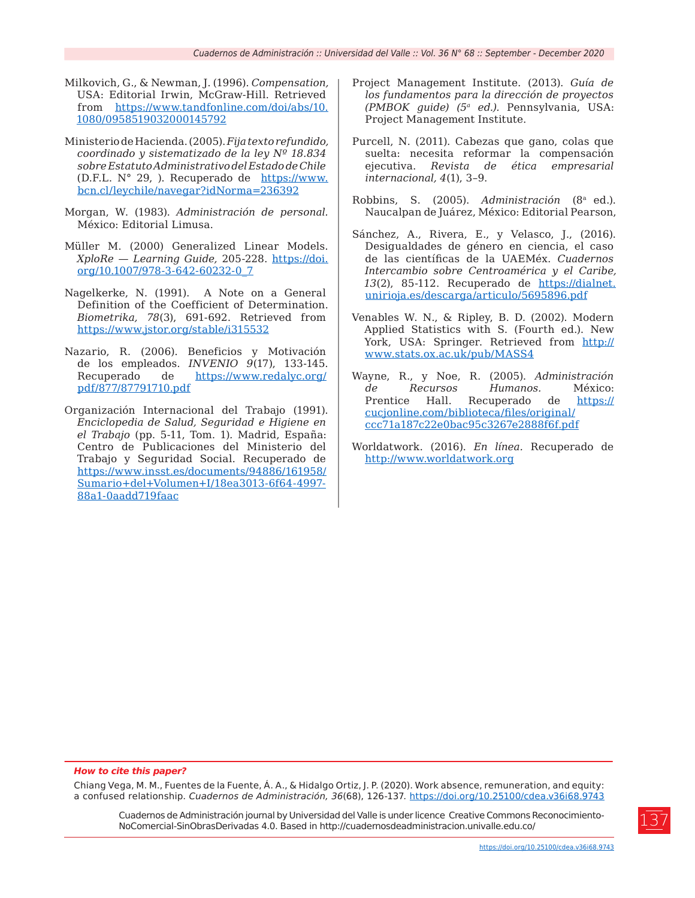Milkovich, G., & Newman, J. (1996). *Compensation*, USA: Editorial Irwin, McGraw-Hill. Retrieved from https://www.tandfonline.com/doi/abs/10.1080/0958519032000145792

Ministerio de Hacienda. (2005). *Fija texto refundido, coordinado y sistematizado de la ley Nº 18.834 sobre Estatuto Administrativo del Estado de Chile* (D.F.L. N° 29, ). Recuperado de https://www.bcn.cl/leychile/navegar?idNorma=236392

Morgan, W. (1983). *Administración de personal*. México: Editorial Limusa.

Müller M. (2000) Generalized Linear Models. *XploRe — Learning Guide*, 205-228. https://doi.org/10.1007/978-3-642-60232-0_7

Nagelkerke, N. (1991). A Note on a General Definition of the Coefficient of Determination. *Biometrika, 78*(3), 691-692. Retrieved from https://www.jstor.org/stable/i315532

Nazario, R. (2006). Beneficios y Motivación de los empleados. *INVENIO 9*(17), 133-145. Recuperado de https://www.redalyc.org/pdf/877/87791710.pdf

Organización Internacional del Trabajo (1991). *Enciclopedia de Salud, Seguridad e Higiene en el Trabajo* (pp. 5-11, Tom. 1). Madrid, España: Centro de Publicaciones del Ministerio del Trabajo y Seguridad Social. Recuperado de https://www.insst.es/documents/94886/161958/Sumario+del+Volumen+I/18ea3013-6f64-4997-88a1-0aadd719faac

Project Management Institute. (2013). *Guía de los fundamentos para la dirección de proyectos (PMBOK guide) (5ª ed.)*. Pennsylvania, USA: Project Management Institute.

Purcell, N. (2011). Cabezas que gano, colas que suelta: necesita reformar la compensación ejecutiva. *Revista de ética empresarial internacional, 4*(1), 3–9.

Robbins, S. (2005). *Administración* (8ª ed.). Naucalpan de Juárez, México: Editorial Pearson,

Sánchez, A., Rivera, E., y Velasco, J., (2016). Desigualdades de género en ciencia, el caso de las científicas de la UAEMéx. *Cuadernos Intercambio sobre Centroamérica y el Caribe, 13*(2), 85-112. Recuperado de https://dialnet.unirioja.es/descarga/articulo/5695896.pdf

Venables W. N., & Ripley, B. D. (2002). Modern Applied Statistics with S. (Fourth ed.). New York, USA: Springer. Retrieved from http://www.stats.ox.ac.uk/pub/MASS4

Wayne, R., y Noe, R. (2005). *Administración de Recursos Humanos*. México: Prentice Hall. Recuperado de https://cucjonline.com/biblioteca/files/original/ccc71a187c22e0bac95c3267e2888f6f.pdf

Worldatwork. (2016). *En línea*. Recuperado de http://www.worldatwork.org

***How to cite this paper?***

Chiang Vega, M. M., Fuentes de la Fuente, Á. A., & Hidalgo Ortiz, J. P. (2020). Work absence, remuneration, and equity: a confused relationship. *Cuadernos de Administración, 36*(68), 126-137. https://doi.org/10.25100/cdea.v36i68.9743

Cuadernos de Administración journal by Universidad del Valle is under licence Creative Commons Reconocimiento-NoComercial-SinObrasDerivadas 4.0. Based in http://cuadernosdeadministracion.univalle.edu.co/